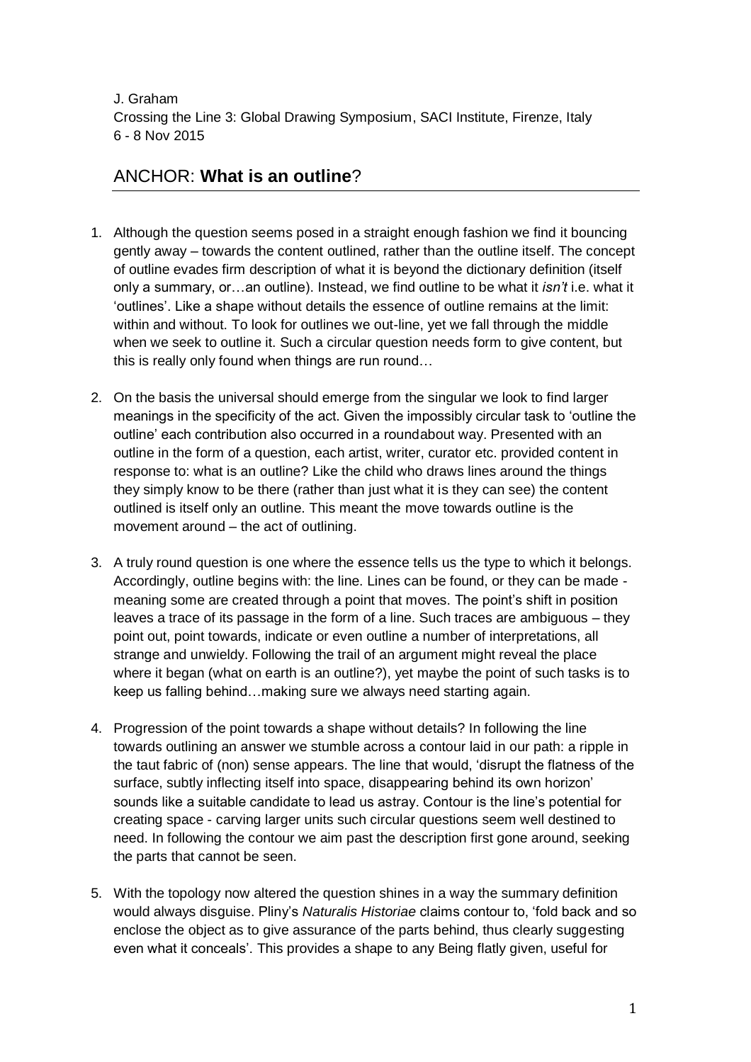J. Graham
Crossing the Line 3: Global Drawing Symposium, SACI Institute, Firenze, Italy
6 - 8 Nov 2015

## ANCHOR: **What is an outline**?

1. Although the question seems posed in a straight enough fashion we find it bouncing gently away – towards the content outlined, rather than the outline itself. The concept of outline evades firm description of what it is beyond the dictionary definition (itself only a summary, or…an outline). Instead, we find outline to be what it *isn't* i.e. what it 'outlines'. Like a shape without details the essence of outline remains at the limit: within and without. To look for outlines we out-line, yet we fall through the middle when we seek to outline it. Such a circular question needs form to give content, but this is really only found when things are run round…

2. On the basis the universal should emerge from the singular we look to find larger meanings in the specificity of the act. Given the impossibly circular task to 'outline the outline' each contribution also occurred in a roundabout way. Presented with an outline in the form of a question, each artist, writer, curator etc. provided content in response to: what is an outline? Like the child who draws lines around the things they simply know to be there (rather than just what it is they can see) the content outlined is itself only an outline. This meant the move towards outline is the movement around – the act of outlining.

3. A truly round question is one where the essence tells us the type to which it belongs. Accordingly, outline begins with: the line. Lines can be found, or they can be made - meaning some are created through a point that moves. The point's shift in position leaves a trace of its passage in the form of a line. Such traces are ambiguous – they point out, point towards, indicate or even outline a number of interpretations, all strange and unwieldy. Following the trail of an argument might reveal the place where it began (what on earth is an outline?), yet maybe the point of such tasks is to keep us falling behind…making sure we always need starting again.

4. Progression of the point towards a shape without details? In following the line towards outlining an answer we stumble across a contour laid in our path: a ripple in the taut fabric of (non) sense appears. The line that would, 'disrupt the flatness of the surface, subtly inflecting itself into space, disappearing behind its own horizon' sounds like a suitable candidate to lead us astray. Contour is the line's potential for creating space - carving larger units such circular questions seem well destined to need. In following the contour we aim past the description first gone around, seeking the parts that cannot be seen.

5. With the topology now altered the question shines in a way the summary definition would always disguise. Pliny's *Naturalis Historiae* claims contour to, 'fold back and so enclose the object as to give assurance of the parts behind, thus clearly suggesting even what it conceals'. This provides a shape to any Being flatly given, useful for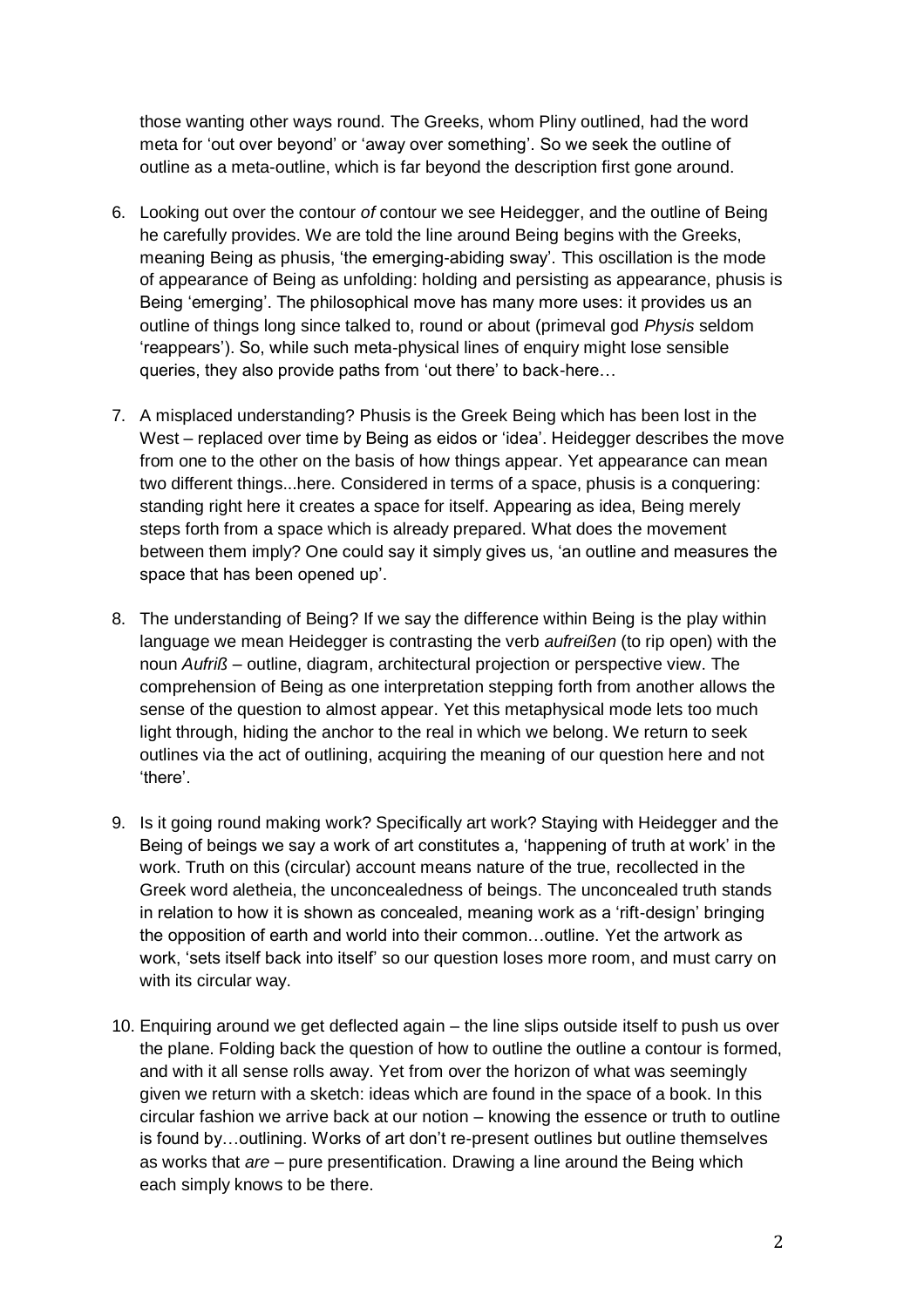those wanting other ways round. The Greeks, whom Pliny outlined, had the word meta for 'out over beyond' or 'away over something'. So we seek the outline of outline as a meta-outline, which is far beyond the description first gone around.

6. Looking out over the contour *of* contour we see Heidegger, and the outline of Being he carefully provides. We are told the line around Being begins with the Greeks, meaning Being as phusis, 'the emerging-abiding sway'. This oscillation is the mode of appearance of Being as unfolding: holding and persisting as appearance, phusis is Being 'emerging'. The philosophical move has many more uses: it provides us an outline of things long since talked to, round or about (primeval god *Physis* seldom 'reappears'). So, while such meta-physical lines of enquiry might lose sensible queries, they also provide paths from 'out there' to back-here…

7. A misplaced understanding? Phusis is the Greek Being which has been lost in the West – replaced over time by Being as eidos or 'idea'. Heidegger describes the move from one to the other on the basis of how things appear. Yet appearance can mean two different things...here. Considered in terms of a space, phusis is a conquering: standing right here it creates a space for itself. Appearing as idea, Being merely steps forth from a space which is already prepared. What does the movement between them imply? One could say it simply gives us, 'an outline and measures the space that has been opened up'.

8. The understanding of Being? If we say the difference within Being is the play within language we mean Heidegger is contrasting the verb *aufreißen* (to rip open) with the noun *Aufriß* – outline, diagram, architectural projection or perspective view. The comprehension of Being as one interpretation stepping forth from another allows the sense of the question to almost appear. Yet this metaphysical mode lets too much light through, hiding the anchor to the real in which we belong. We return to seek outlines via the act of outlining, acquiring the meaning of our question here and not 'there'.

9. Is it going round making work? Specifically art work? Staying with Heidegger and the Being of beings we say a work of art constitutes a, 'happening of truth at work' in the work. Truth on this (circular) account means nature of the true, recollected in the Greek word aletheia, the unconcealedness of beings. The unconcealed truth stands in relation to how it is shown as concealed, meaning work as a 'rift-design' bringing the opposition of earth and world into their common…outline. Yet the artwork as work, 'sets itself back into itself' so our question loses more room, and must carry on with its circular way.

10. Enquiring around we get deflected again – the line slips outside itself to push us over the plane. Folding back the question of how to outline the outline a contour is formed, and with it all sense rolls away. Yet from over the horizon of what was seemingly given we return with a sketch: ideas which are found in the space of a book. In this circular fashion we arrive back at our notion – knowing the essence or truth to outline is found by…outlining. Works of art don't re-present outlines but outline themselves as works that *are* – pure presentification. Drawing a line around the Being which each simply knows to be there.